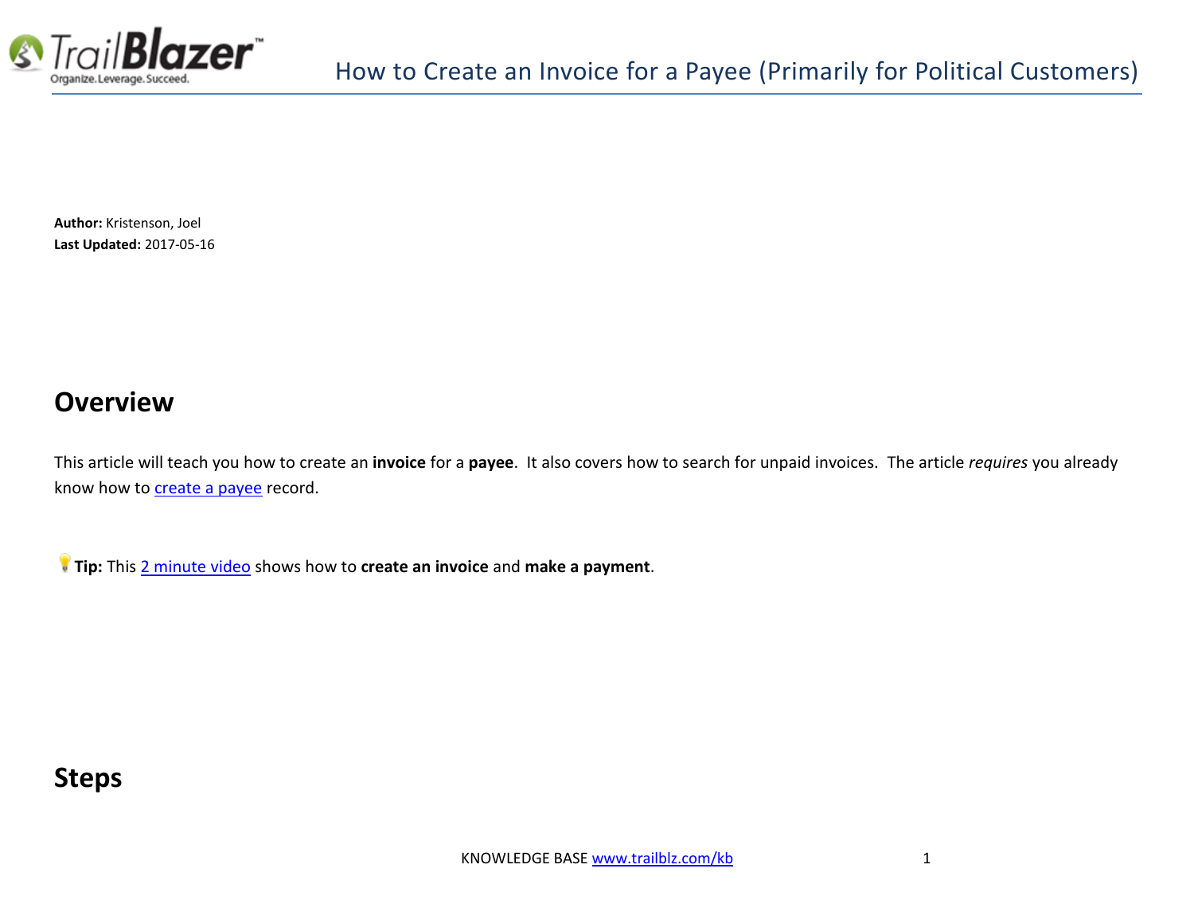# How to Create an Invoice for a Payee (Primarily for Political Customers)

**Author:** Kristenson, Joel
**Last Updated:** 2017-05-16

## Overview

This article will teach you how to create an **invoice** for a **payee**. It also covers how to search for unpaid invoices. The article *requires* you already know how to create a payee record.

💡**Tip:** This 2 minute video shows how to **create an invoice** and **make a payment**.

## Steps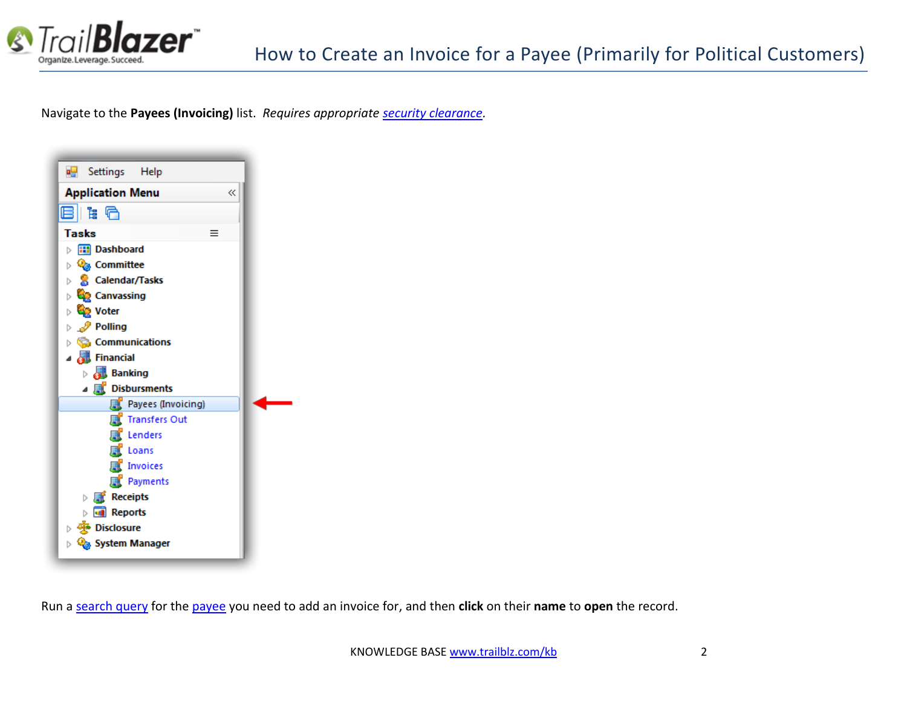Navigate to the **Payees (Invoicing)** list. *Requires appropriate [security clearance](security clearance).*

Run a [search query](search query) for the [payee](payee) you need to add an invoice for, and then **click** on their **name** to **open** the record.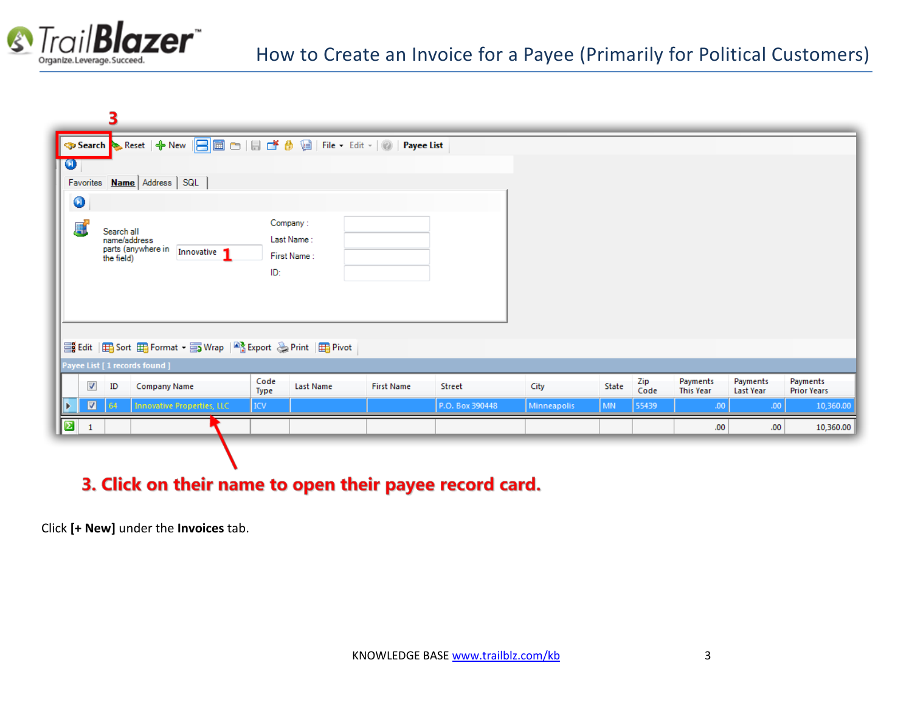3. Click on their name to open their payee record card.

Click **[+ New]** under the **Invoices** tab.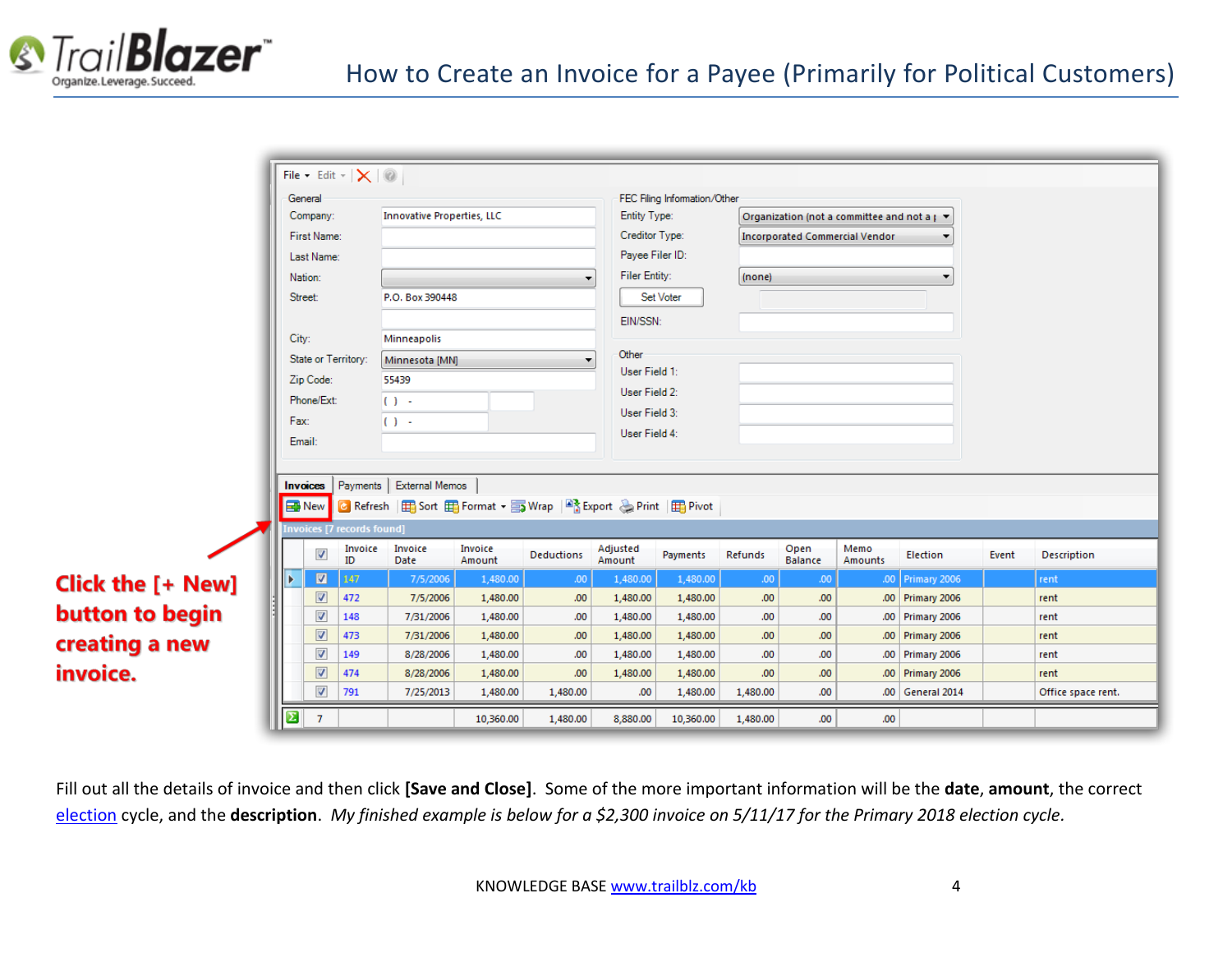**Click the [+ New] button to begin creating a new invoice.**

| | Invoice ID | Invoice Date | Invoice Amount | Deductions | Adjusted Amount | Payments | Refunds | Open Balance | Memo Amounts | Election | Event | Description |
|---|---|---|---|---|---|---|---|---|---|---|---|---|
| ☑ | 147 | 7/5/2006 | 1,480.00 | .00 | 1,480.00 | 1,480.00 | .00 | .00 | .00 | Primary 2006 | | rent |
| ☑ | 472 | 7/5/2006 | 1,480.00 | .00 | 1,480.00 | 1,480.00 | .00 | .00 | .00 | Primary 2006 | | rent |
| ☑ | 148 | 7/31/2006 | 1,480.00 | .00 | 1,480.00 | 1,480.00 | .00 | .00 | .00 | Primary 2006 | | rent |
| ☑ | 473 | 7/31/2006 | 1,480.00 | .00 | 1,480.00 | 1,480.00 | .00 | .00 | .00 | Primary 2006 | | rent |
| ☑ | 149 | 8/28/2006 | 1,480.00 | .00 | 1,480.00 | 1,480.00 | .00 | .00 | .00 | Primary 2006 | | rent |
| ☑ | 474 | 8/28/2006 | 1,480.00 | .00 | 1,480.00 | 1,480.00 | .00 | .00 | .00 | Primary 2006 | | rent |
| ☑ | 791 | 7/25/2013 | 1,480.00 | 1,480.00 | .00 | 1,480.00 | 1,480.00 | .00 | .00 | General 2014 | | Office space rent. |
| 7 | | | 10,360.00 | 1,480.00 | 8,880.00 | 10,360.00 | 1,480.00 | .00 | .00 | | | |

Fill out all the details of invoice and then click **[Save and Close]**. Some of the more important information will be the **date**, **amount**, the correct election cycle, and the **description**. *My finished example is below for a $2,300 invoice on 5/11/17 for the Primary 2018 election cycle.*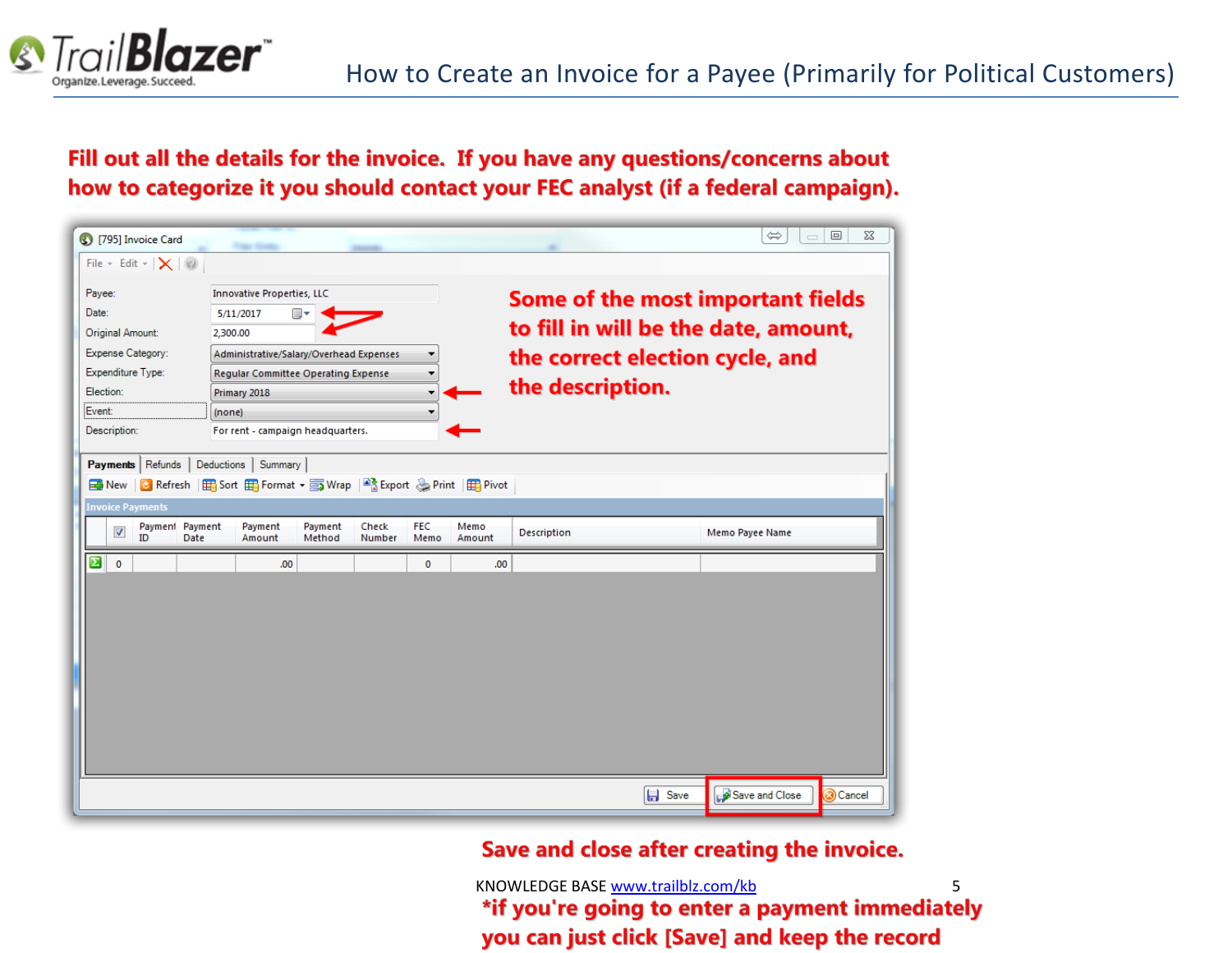**Fill out all the details for the invoice. If you have any questions/concerns about how to categorize it you should contact your FEC analyst (if a federal campaign).**

[795] Invoice Card

File ▾ Edit ▾

| | |
|---|---|
| Payee: | Innovative Properties, LLC |
| Date: | 5/11/2017 |
| Original Amount: | 2,300.00 |
| Expense Category: | Administrative/Salary/Overhead Expenses |
| Expenditure Type: | Regular Committee Operating Expense |
| Election: | Primary 2018 |
| Event: | (none) |
| Description: | For rent - campaign headquarters. |

**Some of the most important fields to fill in will be the date, amount, the correct election cycle, and the description.**

Payments | Refunds | Deductions | Summary

New | Refresh | Sort | Format ▾ | Wrap | Export | Print | Pivot

Invoice Payments

| Payment ID | Payment Date | Payment Amount | Payment Method | Check Number | FEC Memo | Memo Amount | Description | Memo Payee Name |
|---|---|---|---|---|---|---|---|---|
| 0 | | .00 | | | 0 | .00 | | |

Save | Save and Close | Cancel

**Save and close after creating the invoice.**

**\*if you're going to enter a payment immediately you can just click [Save] and keep the record**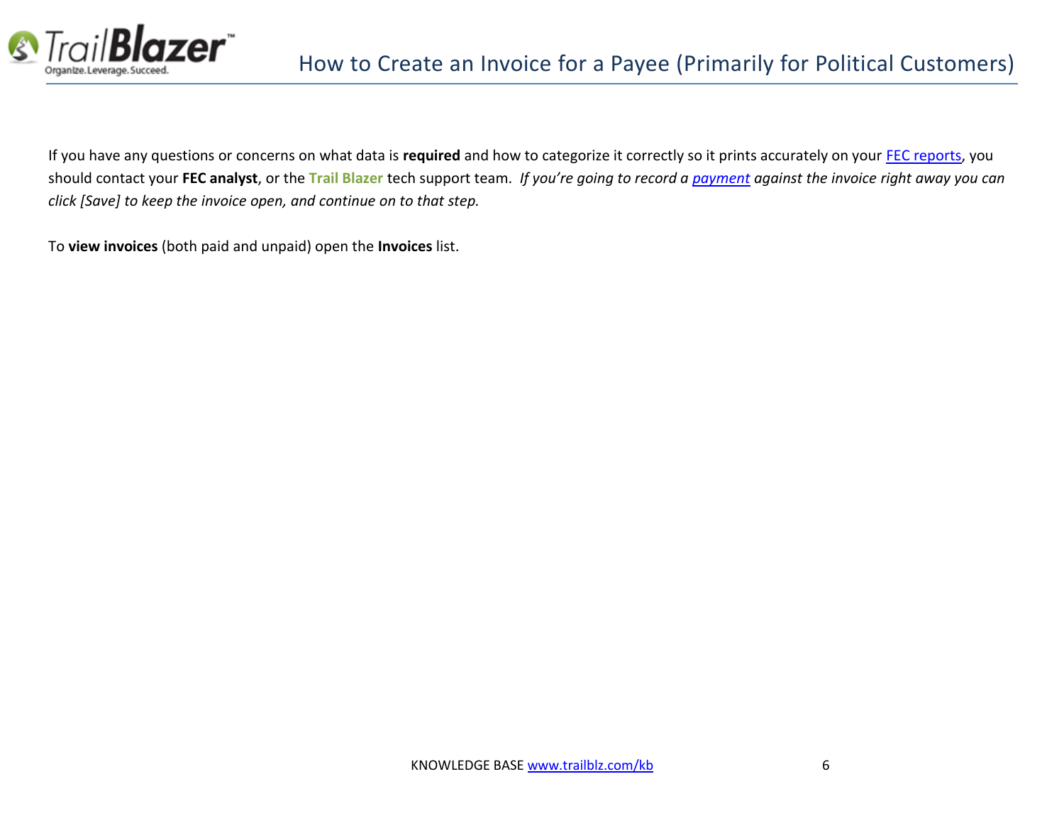If you have any questions or concerns on what data is **required** and how to categorize it correctly so it prints accurately on your FEC reports, you should contact your **FEC analyst**, or the **Trail Blazer** tech support team. *If you're going to record a payment against the invoice right away you can click [Save] to keep the invoice open, and continue on to that step.*

To **view invoices** (both paid and unpaid) open the **Invoices** list.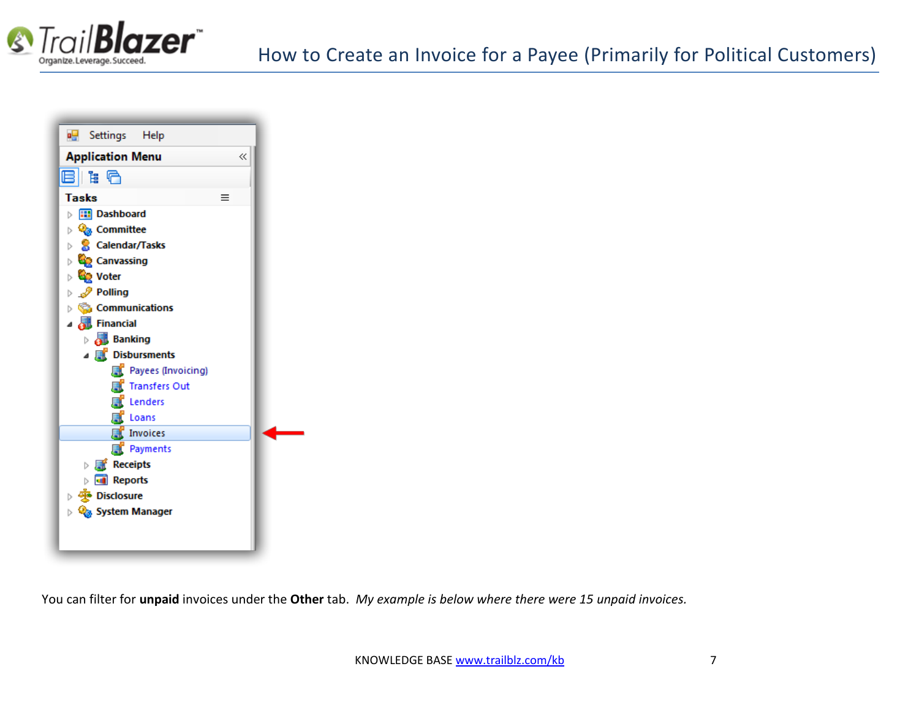You can filter for **unpaid** invoices under the **Other** tab. *My example is below where there were 15 unpaid invoices.*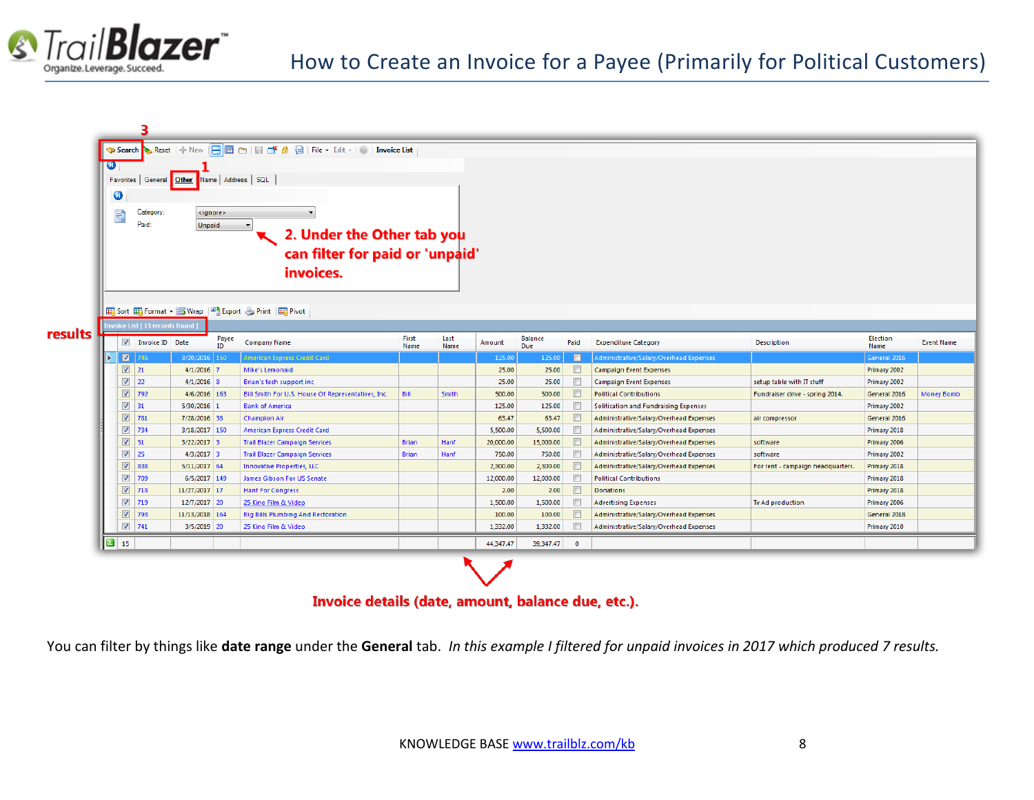# How to Create an Invoice for a Payee (Primarily for Political Customers)

Search | Reset | New | File | Edit | Invoice List

Favorites | General | Other | Name | Address | SQL

Category: <ignore>

Paid: Unpaid

**1**

**2. Under the Other tab you can filter for paid or 'unpaid' invoices.**

**3**

**results**

Sort | Format | Wrap | Export | Print | Pivot

Invoice List [ 15 records found ]

| Invoice ID | Date | Payee ID | Company Name | First Name | Last Name | Amount | Balance Due | Paid | Expenditure Category | Description | Election Name | Event Name |
|---|---|---|---|---|---|---|---|---|---|---|---|---|
| 746 | 3/20/2016 | 150 | American Express Credit Card | | | 125.00 | 125.00 | | Administrative/Salary/Overhead Expenses | | General 2016 | |
| 21 | 4/1/2016 | 7 | Mike's Lemonaid | | | 25.00 | 25.00 | | Campaign Event Expenses | | Primary 2002 | |
| 22 | 4/1/2016 | 8 | Brian's tech support inc | | | 25.00 | 25.00 | | Campaign Event Expenses | setup table with IT stuff | Primary 2002 | |
| 792 | 4/6/2016 | 163 | Bill Smith For U.S. House Of Representatives, Inc. | Bill | Smith | 500.00 | 500.00 | | Political Contributions | Fundraiser drive - spring 2014. | General 2016 | Money Bomb |
| 31 | 5/30/2016 | 1 | Bank of America | | | 125.00 | 125.00 | | Solitication and Fundraising Expenses | | Primary 2002 | |
| 781 | 7/28/2016 | 38 | Champion Air | | | 63.47 | 63.47 | | Administrative/Salary/Overhead Expenses | air compressor | General 2016 | |
| 734 | 3/18/2017 | 150 | American Express Credit Card | | | 5,500.00 | 5,500.00 | | Administrative/Salary/Overhead Expenses | | Primary 2018 | |
| 51 | 3/22/2017 | 3 | Trail Blazer Campaign Services | Brian | Hanf | 20,000.00 | 15,000.00 | | Administrative/Salary/Overhead Expenses | software | Primary 2006 | |
| 25 | 4/3/2017 | 3 | Trail Blazer Campaign Services | Brian | Hanf | 750.00 | 750.00 | | Administrative/Salary/Overhead Expenses | software | Primary 2002 | |
| 838 | 5/11/2017 | 64 | Innovative Properties, LLC | | | 2,300.00 | 2,300.00 | | Administrative/Salary/Overhead Expenses | For rent - campaign headquarters. | Primary 2018 | |
| 709 | 6/5/2017 | 149 | James Gibson For US Senate | | | 12,000.00 | 12,000.00 | | Political Contributions | | Primary 2018 | |
| 718 | 11/27/2017 | 17 | Hanf For Congress | | | 2.00 | 2.00 | | Donations | | Primary 2018 | |
| 719 | 12/7/2017 | 20 | 25 Kino Film & Video | | | 1,500.00 | 1,500.00 | | Advertising Expenses | Tv Ad production | Primary 2006 | |
| 793 | 11/13/2018 | 164 | Big Bills Plumbing And Restoration | | | 100.00 | 100.00 | | Administrative/Salary/Overhead Expenses | | General 2018 | |
| 741 | 3/5/2019 | 20 | 25 Kino Film & Video | | | 1,332.00 | 1,332.00 | | Administrative/Salary/Overhead Expenses | | Primary 2010 | |
| 15 | | | | | | 44,347.47 | 39,347.47 | 0 | | | | |

**Invoice details (date, amount, balance due, etc.).**

You can filter by things like **date range** under the **General** tab. *In this example I filtered for unpaid invoices in 2017 which produced 7 results.*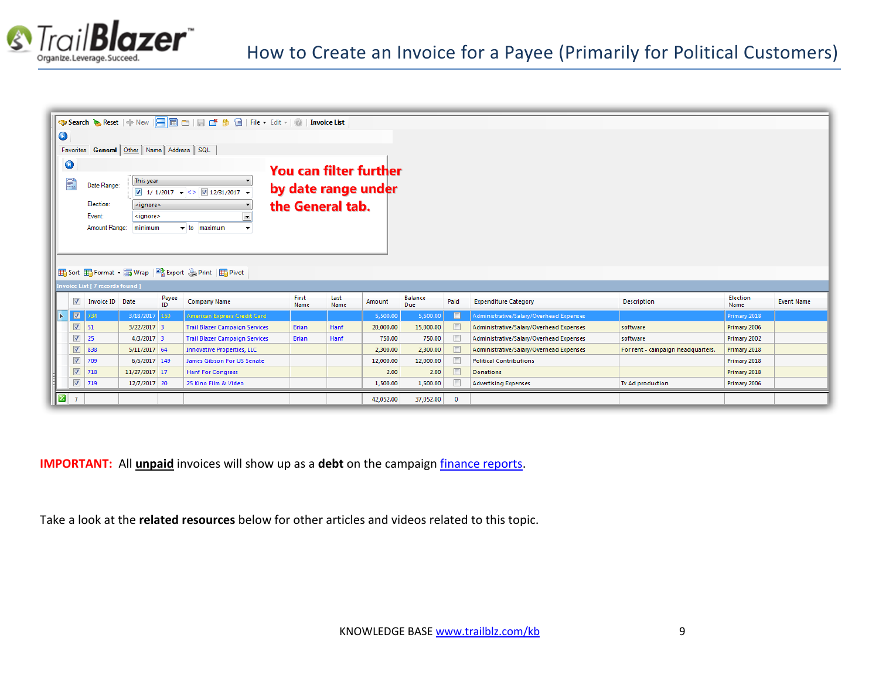You can filter further by date range under the General tab.

| Invoice ID | Date | Payee ID | Company Name | First Name | Last Name | Amount | Balance Due | Paid | Expenditure Category | Description | Election Name | Event Name |
|---|---|---|---|---|---|---|---|---|---|---|---|---|
| 734 | 3/18/2017 | 150 | American Express Credit Card | | | 5,500.00 | 5,500.00 | | Administrative/Salary/Overhead Expenses | | Primary 2018 | |
| 51 | 3/22/2017 | 3 | Trail Blazer Campaign Services | Brian | Hanf | 20,000.00 | 15,000.00 | | Administrative/Salary/Overhead Expenses | software | Primary 2006 | |
| 25 | 4/3/2017 | 3 | Trail Blazer Campaign Services | Brian | Hanf | 750.00 | 750.00 | | Administrative/Salary/Overhead Expenses | software | Primary 2002 | |
| 838 | 5/11/2017 | 64 | Innovative Properties, LLC | | | 2,300.00 | 2,300.00 | | Administrative/Salary/Overhead Expenses | For rent - campaign headquarters. | Primary 2018 | |
| 709 | 6/5/2017 | 149 | James Gibson For US Senate | | | 12,000.00 | 12,000.00 | | Political Contributions | | Primary 2018 | |
| 718 | 11/27/2017 | 17 | Hanf For Congress | | | 2.00 | 2.00 | | Donations | | Primary 2018 | |
| 719 | 12/7/2017 | 20 | 25 Kino Film & Video | | | 1,500.00 | 1,500.00 | | Advertising Expenses | Tv Ad production | Primary 2006 | |
| 7 | | | | | | 42,052.00 | 37,052.00 | 0 | | | | |

**IMPORTANT:** All **unpaid** invoices will show up as a **debt** on the campaign finance reports.

Take a look at the **related resources** below for other articles and videos related to this topic.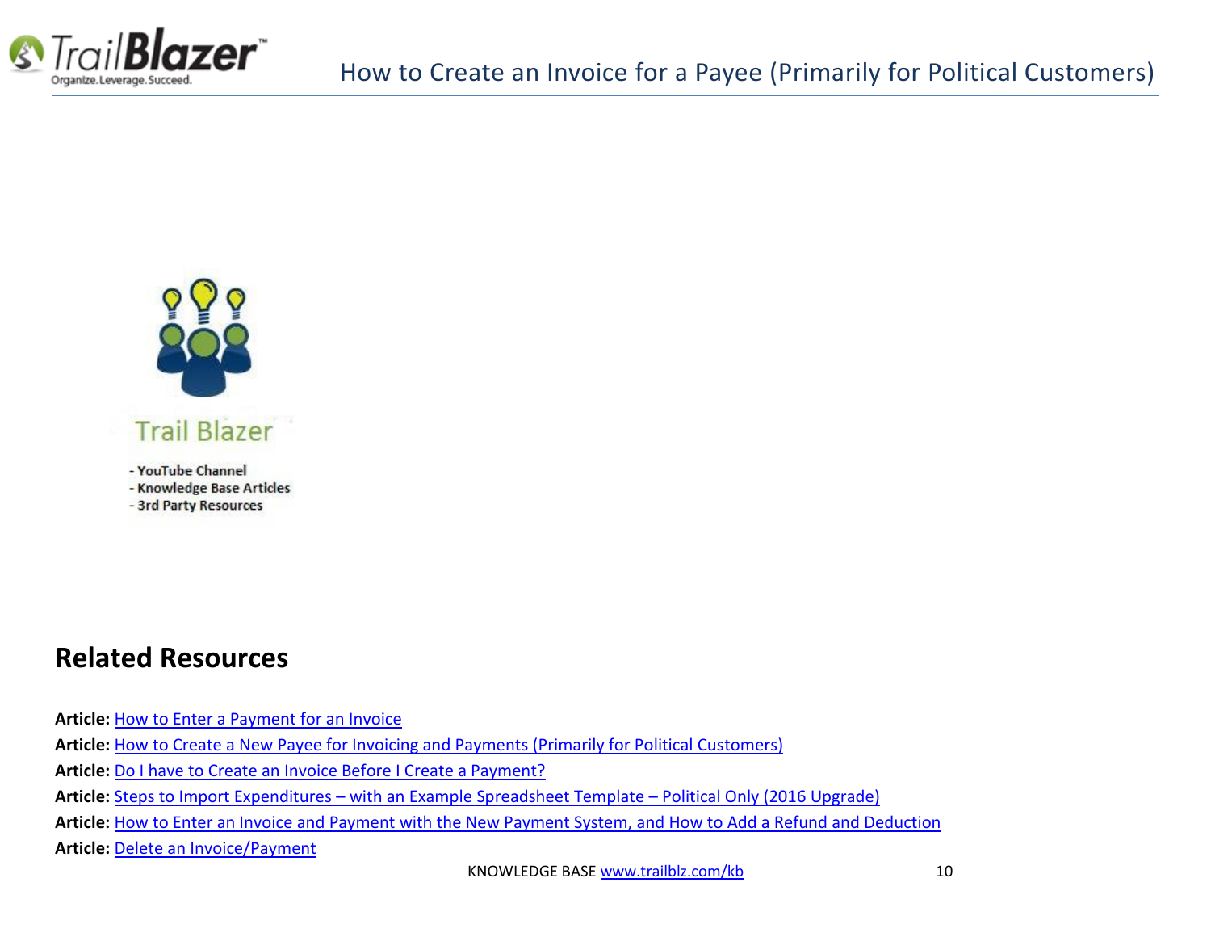Trail Blazer

- YouTube Channel
- Knowledge Base Articles
- 3rd Party Resources

## Related Resources

**Article:** How to Enter a Payment for an Invoice

**Article:** How to Create a New Payee for Invoicing and Payments (Primarily for Political Customers)

**Article:** Do I have to Create an Invoice Before I Create a Payment?

**Article:** Steps to Import Expenditures – with an Example Spreadsheet Template – Political Only (2016 Upgrade)

**Article:** How to Enter an Invoice and Payment with the New Payment System, and How to Add a Refund and Deduction

**Article:** Delete an Invoice/Payment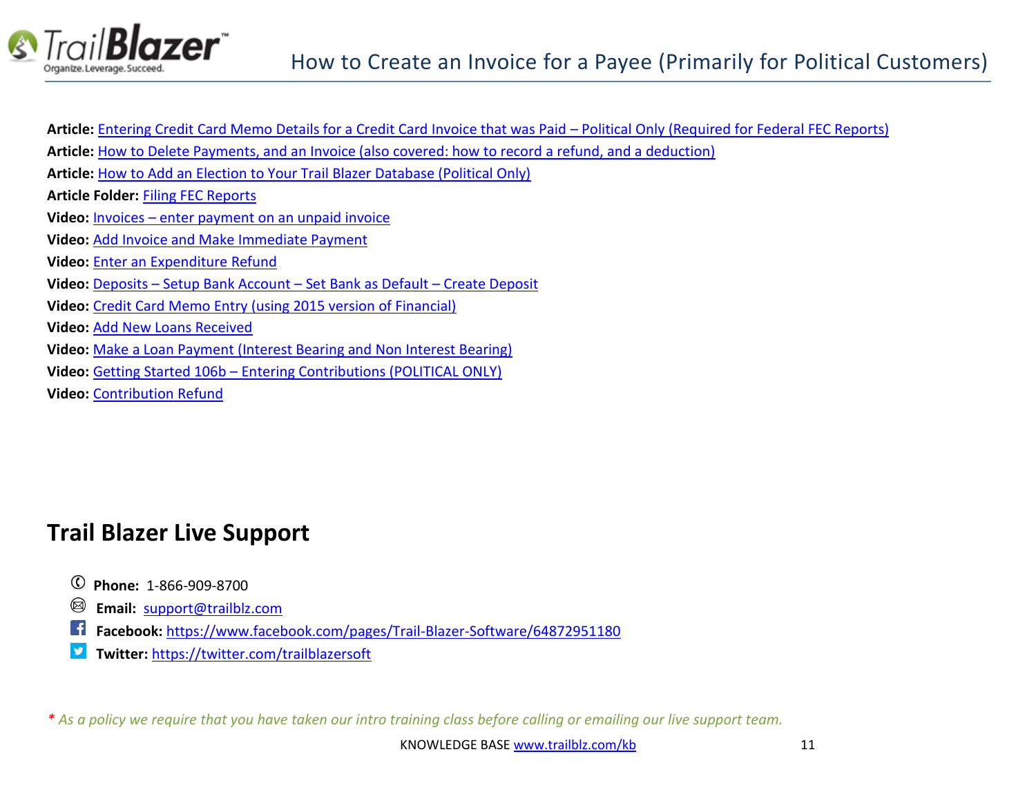**Article:** Entering Credit Card Memo Details for a Credit Card Invoice that was Paid – Political Only (Required for Federal FEC Reports)
**Article:** How to Delete Payments, and an Invoice (also covered: how to record a refund, and a deduction)
**Article:** How to Add an Election to Your Trail Blazer Database (Political Only)
**Article Folder:** Filing FEC Reports
**Video:** Invoices – enter payment on an unpaid invoice
**Video:** Add Invoice and Make Immediate Payment
**Video:** Enter an Expenditure Refund
**Video:** Deposits – Setup Bank Account – Set Bank as Default – Create Deposit
**Video:** Credit Card Memo Entry (using 2015 version of Financial)
**Video:** Add New Loans Received
**Video:** Make a Loan Payment (Interest Bearing and Non Interest Bearing)
**Video:** Getting Started 106b – Entering Contributions (POLITICAL ONLY)
**Video:** Contribution Refund

## Trail Blazer Live Support

- **Phone:** 1-866-909-8700
- **Email:** support@trailblz.com
- **Facebook:** https://www.facebook.com/pages/Trail-Blazer-Software/64872951180
- **Twitter:** https://twitter.com/trailblazersoft

*\* As a policy we require that you have taken our intro training class before calling or emailing our live support team.*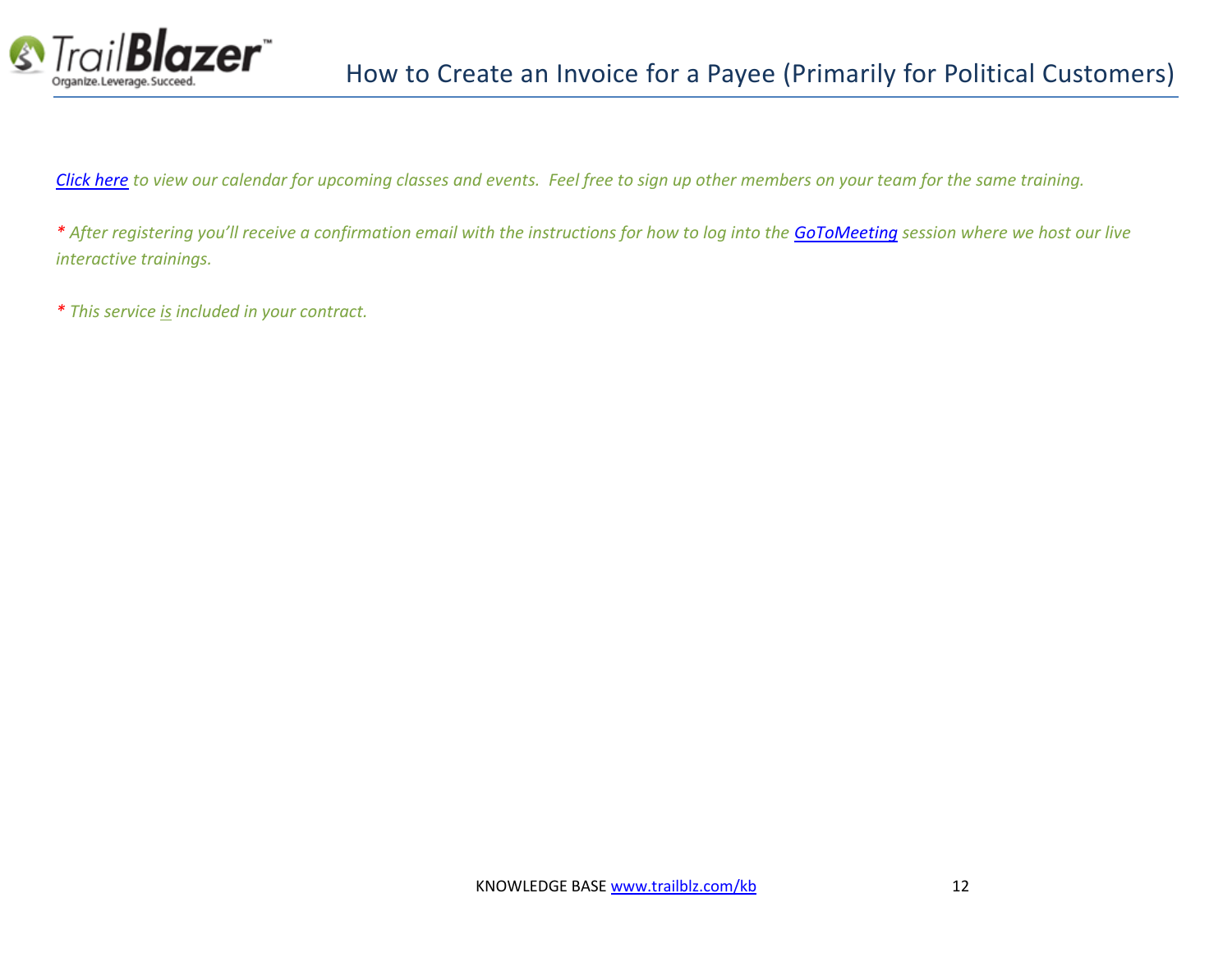*[Click here](#) to view our calendar for upcoming classes and events. Feel free to sign up other members on your team for the same training.*

*\* After registering you'll receive a confirmation email with the instructions for how to log into the [GoToMeeting](#) session where we host our live interactive trainings.*

*\* This service is included in your contract.*